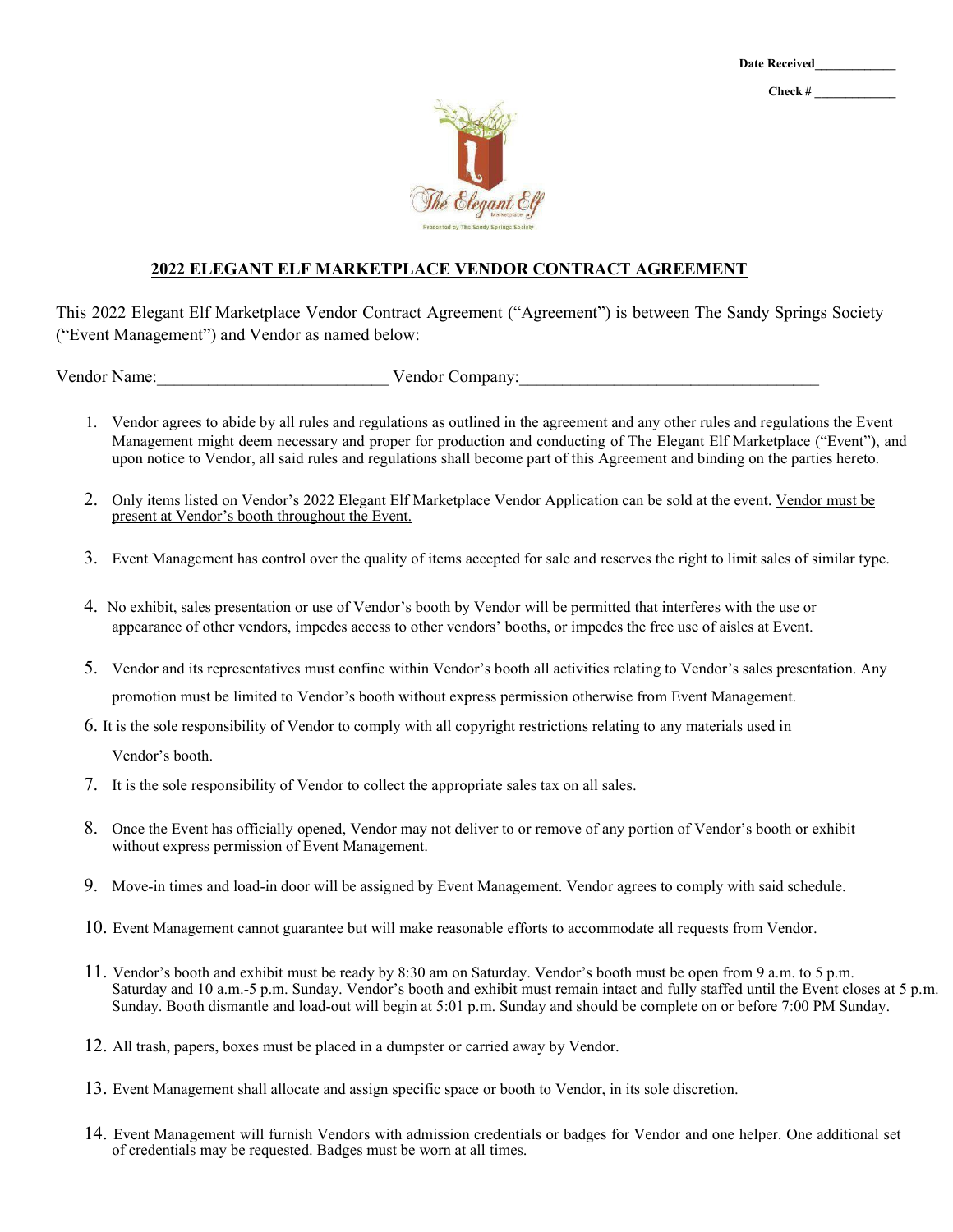Date Received____________

Check # ____________

## 2022 ELEGANT ELF MARKETPLACE VENDOR CONTRACT AGREEMENT

This 2022 Elegant Elf Marketplace Vendor Contract Agreement ("Agreement") is between The Sandy Springs Society ("Event Management") and Vendor as named below:

Vendor Name:___________________________ Vendor Company:___________________________________

1. Vendor agrees to abide by all rules and regulations as outlined in the agreement and any other rules and regulations the Event Management might deem necessary and proper for production and conducting of The Elegant Elf Marketplace ("Event"), and upon notice to Vendor, all said rules and regulations shall become part of this Agreement and binding on the parties hereto.

2. Only items listed on Vendor's 2022 Elegant Elf Marketplace Vendor Application can be sold at the event. <u>Vendor must be present at Vendor's booth throughout the Event.</u>

3. Event Management has control over the quality of items accepted for sale and reserves the right to limit sales of similar type.

4. No exhibit, sales presentation or use of Vendor's booth by Vendor will be permitted that interferes with the use or appearance of other vendors, impedes access to other vendors' booths, or impedes the free use of aisles at Event.

5. Vendor and its representatives must confine within Vendor's booth all activities relating to Vendor's sales presentation. Any promotion must be limited to Vendor's booth without express permission otherwise from Event Management.

6. It is the sole responsibility of Vendor to comply with all copyright restrictions relating to any materials used in Vendor's booth.

7. It is the sole responsibility of Vendor to collect the appropriate sales tax on all sales.

8. Once the Event has officially opened, Vendor may not deliver to or remove of any portion of Vendor's booth or exhibit without express permission of Event Management.

9. Move-in times and load-in door will be assigned by Event Management. Vendor agrees to comply with said schedule.

10. Event Management cannot guarantee but will make reasonable efforts to accommodate all requests from Vendor.

11. Vendor's booth and exhibit must be ready by 8:30 am on Saturday. Vendor's booth must be open from 9 a.m. to 5 p.m. Saturday and 10 a.m.-5 p.m. Sunday. Vendor's booth and exhibit must remain intact and fully staffed until the Event closes at 5 p.m. Sunday. Booth dismantle and load-out will begin at 5:01 p.m. Sunday and should be complete on or before 7:00 PM Sunday.

12. All trash, papers, boxes must be placed in a dumpster or carried away by Vendor.

13. Event Management shall allocate and assign specific space or booth to Vendor, in its sole discretion.

14. Event Management will furnish Vendors with admission credentials or badges for Vendor and one helper. One additional set of credentials may be requested. Badges must be worn at all times.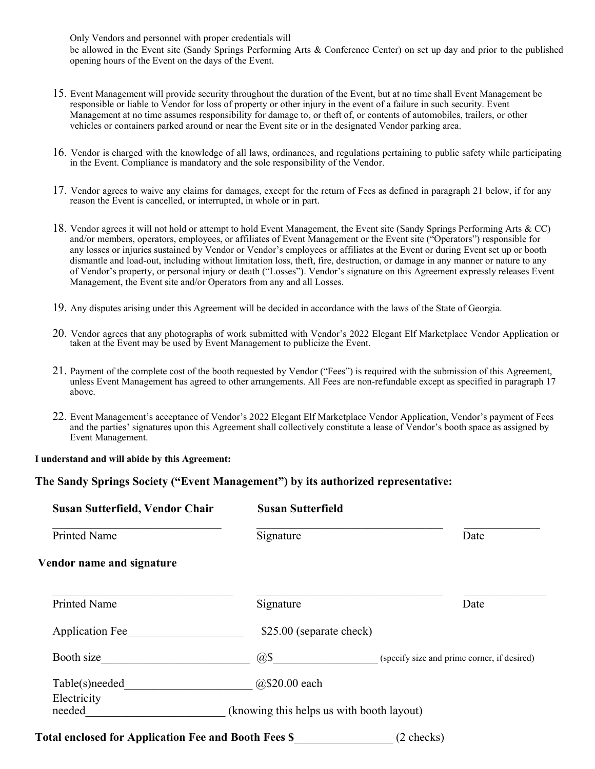Only Vendors and personnel with proper credentials will be allowed in the Event site (Sandy Springs Performing Arts & Conference Center) on set up day and prior to the published opening hours of the Event on the days of the Event.

15. Event Management will provide security throughout the duration of the Event, but at no time shall Event Management be responsible or liable to Vendor for loss of property or other injury in the event of a failure in such security. Event Management at no time assumes responsibility for damage to, or theft of, or contents of automobiles, trailers, or other vehicles or containers parked around or near the Event site or in the designated Vendor parking area.

16. Vendor is charged with the knowledge of all laws, ordinances, and regulations pertaining to public safety while participating in the Event. Compliance is mandatory and the sole responsibility of the Vendor.

17. Vendor agrees to waive any claims for damages, except for the return of Fees as defined in paragraph 21 below, if for any reason the Event is cancelled, or interrupted, in whole or in part.

18. Vendor agrees it will not hold or attempt to hold Event Management, the Event site (Sandy Springs Performing Arts & CC) and/or members, operators, employees, or affiliates of Event Management or the Event site ("Operators") responsible for any losses or injuries sustained by Vendor or Vendor's employees or affiliates at the Event or during Event set up or booth dismantle and load-out, including without limitation loss, theft, fire, destruction, or damage in any manner or nature to any of Vendor's property, or personal injury or death ("Losses"). Vendor's signature on this Agreement expressly releases Event Management, the Event site and/or Operators from any and all Losses.

19. Any disputes arising under this Agreement will be decided in accordance with the laws of the State of Georgia.

20. Vendor agrees that any photographs of work submitted with Vendor's 2022 Elegant Elf Marketplace Vendor Application or taken at the Event may be used by Event Management to publicize the Event.

21. Payment of the complete cost of the booth requested by Vendor ("Fees") is required with the submission of this Agreement, unless Event Management has agreed to other arrangements. All Fees are non-refundable except as specified in paragraph 17 above.

22. Event Management's acceptance of Vendor's 2022 Elegant Elf Marketplace Vendor Application, Vendor's payment of Fees and the parties' signatures upon this Agreement shall collectively constitute a lease of Vendor's booth space as assigned by Event Management.

**I understand and will abide by this Agreement:**

**The Sandy Springs Society ("Event Management") by its authorized representative:**

**Susan Sutterfield, Vendor Chair** \_\_\_\_\_\_\_\_\_\_\_\_\_\_\_\_\_\_\_\_\_\_\_\_\_\_\_\_\_\_
Printed Name

**Susan Sutterfield** \_\_\_\_\_\_\_\_\_\_\_\_\_\_\_\_\_\_\_\_\_\_\_\_\_\_\_\_\_\_\_\_\_\_
Signature

\_\_\_\_\_\_\_\_\_\_\_\_\_\_
Date

**Vendor name and signature**

\_\_\_\_\_\_\_\_\_\_\_\_\_\_\_\_\_\_\_\_\_\_\_\_\_\_\_\_\_\_\_\_ \_\_\_\_\_\_\_\_\_\_\_\_\_\_\_\_\_\_\_\_\_\_\_\_\_\_\_\_\_\_\_\_\_\_ \_\_\_\_\_\_\_\_\_\_\_\_\_\_
Printed Name Signature Date

Application Fee\_\_\_\_\_\_\_\_\_\_\_\_\_\_\_\_\_\_\_\_ $25.00 (separate check)

Booth size\_\_\_\_\_\_\_\_\_\_\_\_\_\_\_\_\_\_\_\_\_\_\_\_\_\_ @$\_\_\_\_\_\_\_\_\_\_\_\_\_\_\_\_\_\_ (specify size and prime corner, if desired)

Table(s)needed\_\_\_\_\_\_\_\_\_\_\_\_\_\_\_\_\_\_\_\_\_\_ @$20.00 each

Electricity needed\_\_\_\_\_\_\_\_\_\_\_\_\_\_\_\_\_\_\_\_\_\_\_\_ (knowing this helps us with booth layout)

**Total enclosed for Application Fee and Booth Fees $**\_\_\_\_\_\_\_\_\_\_\_\_\_\_\_\_\_ (2 checks)